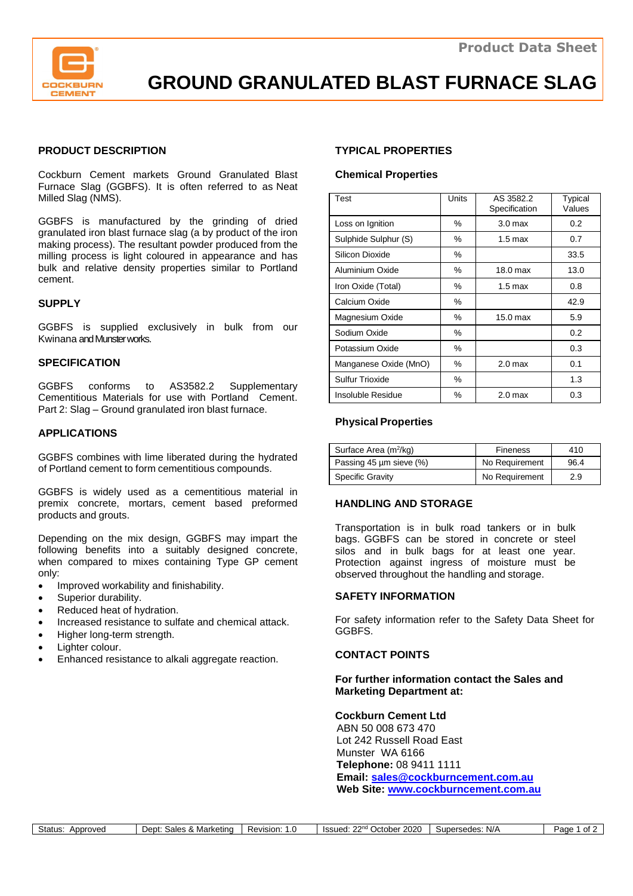# GROUND GRANULATED BLAST FURNACE SLAG

## PRODUCT DESCRIPTION

Cockburn Cement markets Ground Granulated Blast Furnace Slag (GGBFS). It is often referred to as Neat Milled Slag (NMS).

GGBFS is manufactured by the grinding of dried granulated iron blast furnace slag (a by product of the iron making process). The resultant powder produced from the milling process is light coloured in appearance and has bulk and relative density properties similar to Portland cement.

## SUPPLY

GGBFS is supplied exclusively in bulk from our Kwinana and Munster works.

## SPECIFICATION

GGBFS conforms to AS3582.2 Supplementary Cementitious Materials for use with Portland Cement. Part 2: Slag – Ground granulated iron blast furnace.

## APPLICATIONS

GGBFS combines with lime liberated during the hydrated of Portland cement to form cementitious compounds.

GGBFS is widely used as a cementitious material in premix concrete, mortars, cement based preformed products and grouts.

Depending on the mix design, GGBFS may impart the following benefits into a suitably designed concrete, when compared to mixes containing Type GP cement only:

- Improved workability and finishability.
- Superior durability.
- Reduced heat of hydration.
- Increased resistance to sulfate and chemical attack.
- Higher long-term strength.
- Lighter colour.
- Enhanced resistance to alkali aggregate reaction.

## TYPICAL PROPERTIES

### Chemical Properties

| Test | Units | AS 3582.2 Specification | Typical Values |
|---|---|---|---|
| Loss on Ignition | % | 3.0 max | 0.2 |
| Sulphide Sulphur (S) | % | 1.5 max | 0.7 |
| Silicon Dioxide | % | | 33.5 |
| Aluminium Oxide | % | 18.0 max | 13.0 |
| Iron Oxide (Total) | % | 1.5 max | 0.8 |
| Calcium Oxide | % | | 42.9 |
| Magnesium Oxide | % | 15.0 max | 5.9 |
| Sodium Oxide | % | | 0.2 |
| Potassium Oxide | % | | 0.3 |
| Manganese Oxide (MnO) | % | 2.0 max | 0.1 |
| Sulfur Trioxide | % | | 1.3 |
| Insoluble Residue | % | 2.0 max | 0.3 |

### Physical Properties

| Surface Area ($m^2/kg$) | Fineness | 410 |
|---|---|---|
| Passing 45 µm sieve (%) | No Requirement | 96.4 |
| Specific Gravity | No Requirement | 2.9 |

## HANDLING AND STORAGE

Transportation is in bulk road tankers or in bulk bags. GGBFS can be stored in concrete or steel silos and in bulk bags for at least one year. Protection against ingress of moisture must be observed throughout the handling and storage.

## SAFETY INFORMATION

For safety information refer to the Safety Data Sheet for GGBFS.

## CONTACT POINTS

**For further information contact the Sales and Marketing Department at:**

**Cockburn Cement Ltd**
ABN 50 008 673 470
Lot 242 Russell Road East
Munster WA 6166
**Telephone:** 08 9411 1111
**Email:** sales@cockburncement.com.au
**Web Site:** www.cockburncement.com.au

| Status: Approved | Dept: Sales & Marketing | Revision: 1.0 | Issued: 22nd October 2020 | Supersedes: N/A |
|---|---|---|---|---|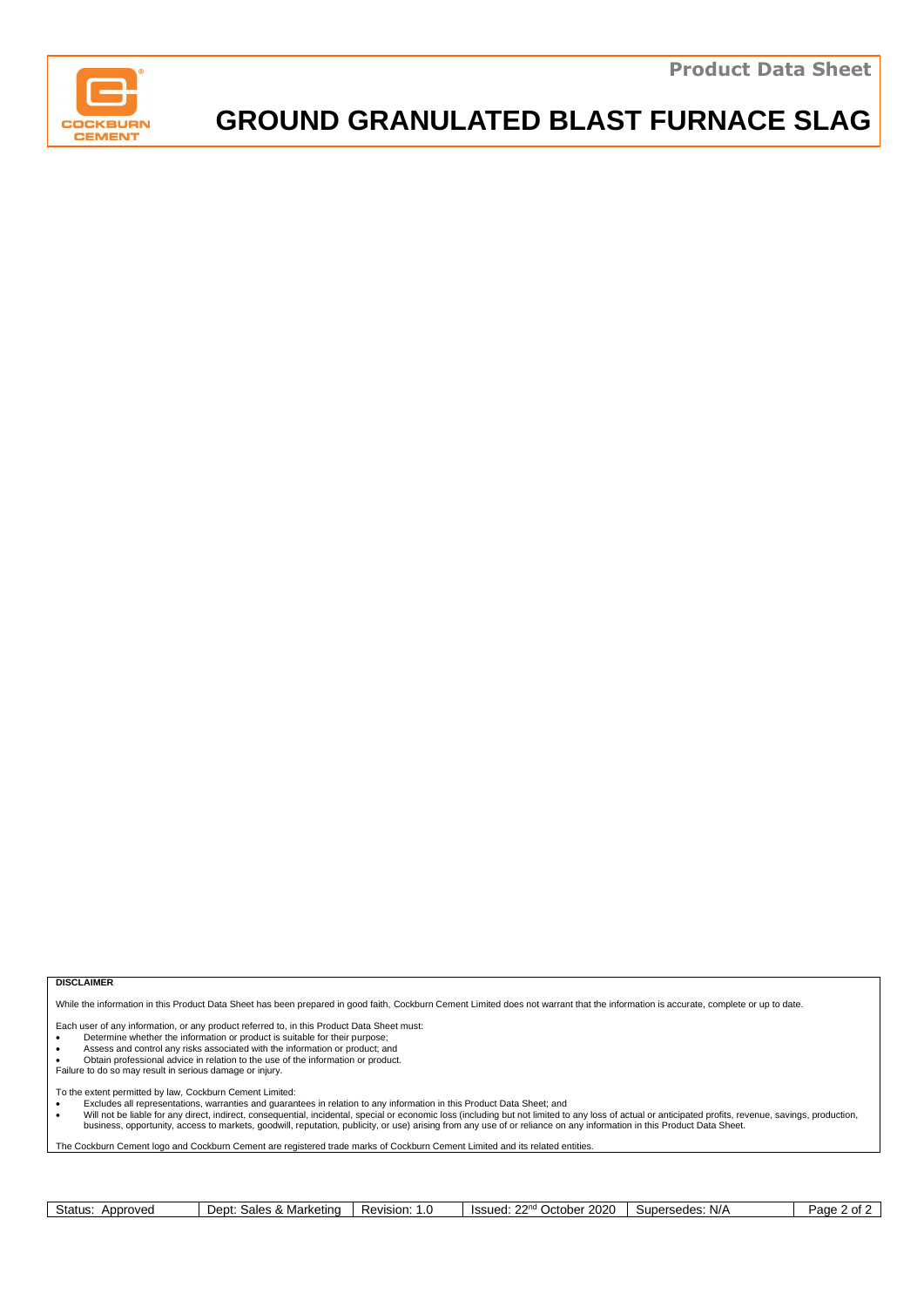# GROUND GRANULATED BLAST FURNACE SLAG

**DISCLAIMER**

While the information in this Product Data Sheet has been prepared in good faith, Cockburn Cement Limited does not warrant that the information is accurate, complete or up to date.

Each user of any information, or any product referred to, in this Product Data Sheet must:

- Determine whether the information or product is suitable for their purpose;
- Assess and control any risks associated with the information or product; and
- Obtain professional advice in relation to the use of the information or product.

Failure to do so may result in serious damage or injury.

To the extent permitted by law, Cockburn Cement Limited:

- Excludes all representations, warranties and guarantees in relation to any information in this Product Data Sheet; and
- Will not be liable for any direct, indirect, consequential, incidental, special or economic loss (including but not limited to any loss of actual or anticipated profits, revenue, savings, production, business, opportunity, access to markets, goodwill, reputation, publicity, or use) arising from any use of or reliance on any information in this Product Data Sheet.

The Cockburn Cement logo and Cockburn Cement are registered trade marks of Cockburn Cement Limited and its related entities.

| | | | | | |
|---|---|---|---|---|---|
| Status: Approved | Dept: Sales & Marketing | Revision: 1.0 | Issued: 22nd October 2020 | Supersedes: N/A | Page 2 of 2 |